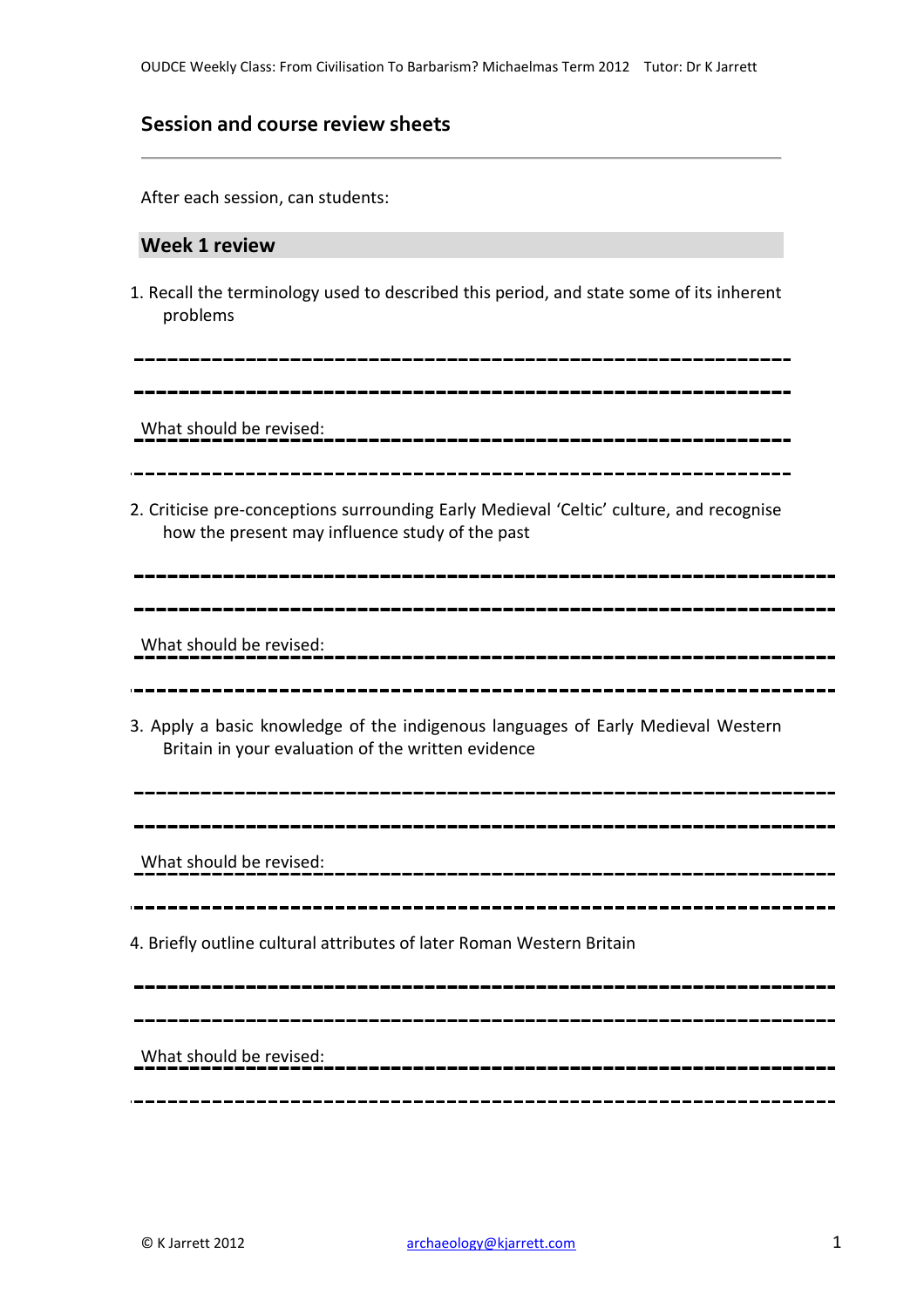## Session and course review sheets

After each session, can students:

### Week 1 review

1. Recall the terminology used to described this period, and state some of its inherent problems

---

---

What should be revised:

---

2. Criticise pre-conceptions surrounding Early Medieval 'Celtic' culture, and recognise how the present may influence study of the past

---

---

What should be revised:

---

3. Apply a basic knowledge of the indigenous languages of Early Medieval Western Britain in your evaluation of the written evidence

---

---

What should be revised:

---

4. Briefly outline cultural attributes of later Roman Western Britain

---

---

What should be revised:

---

© K Jarrett 2012 archaeology@kjarrett.com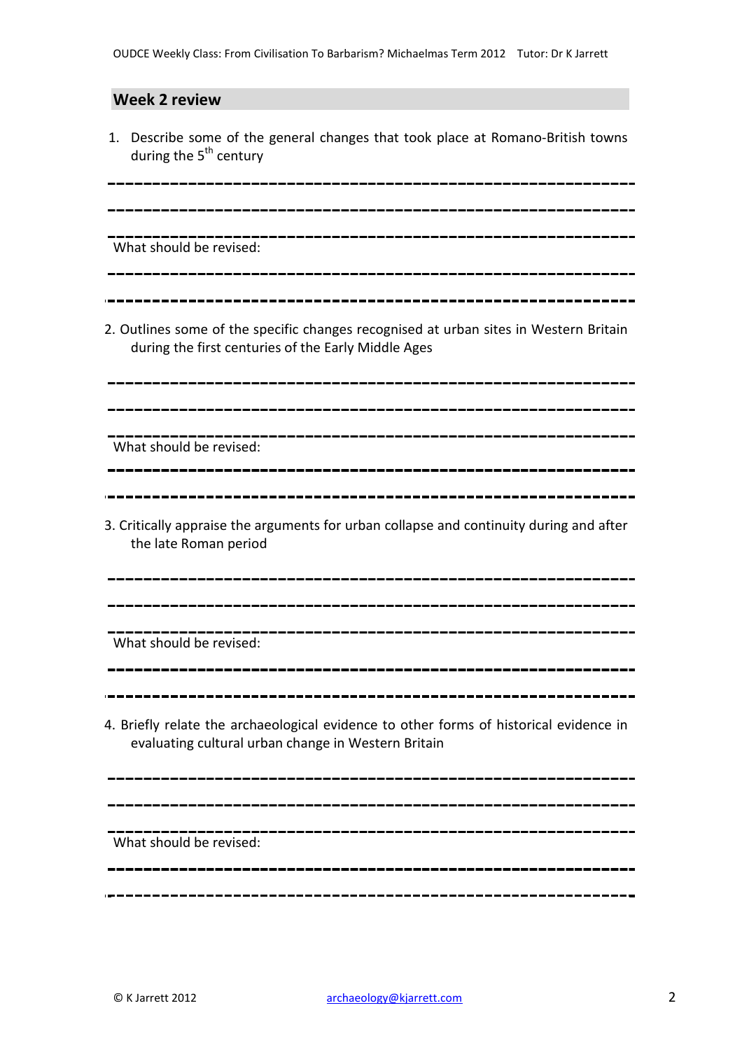## Week 2 review

1. Describe some of the general changes that took place at Romano-British towns during the 5th century

---

---

---

What should be revised:

---

---

2. Outlines some of the specific changes recognised at urban sites in Western Britain during the first centuries of the Early Middle Ages

---

---

---

What should be revised:

---

---

3. Critically appraise the arguments for urban collapse and continuity during and after the late Roman period

---

---

---

What should be revised:

---

---

4. Briefly relate the archaeological evidence to other forms of historical evidence in evaluating cultural urban change in Western Britain

---

---

---

What should be revised:

---

---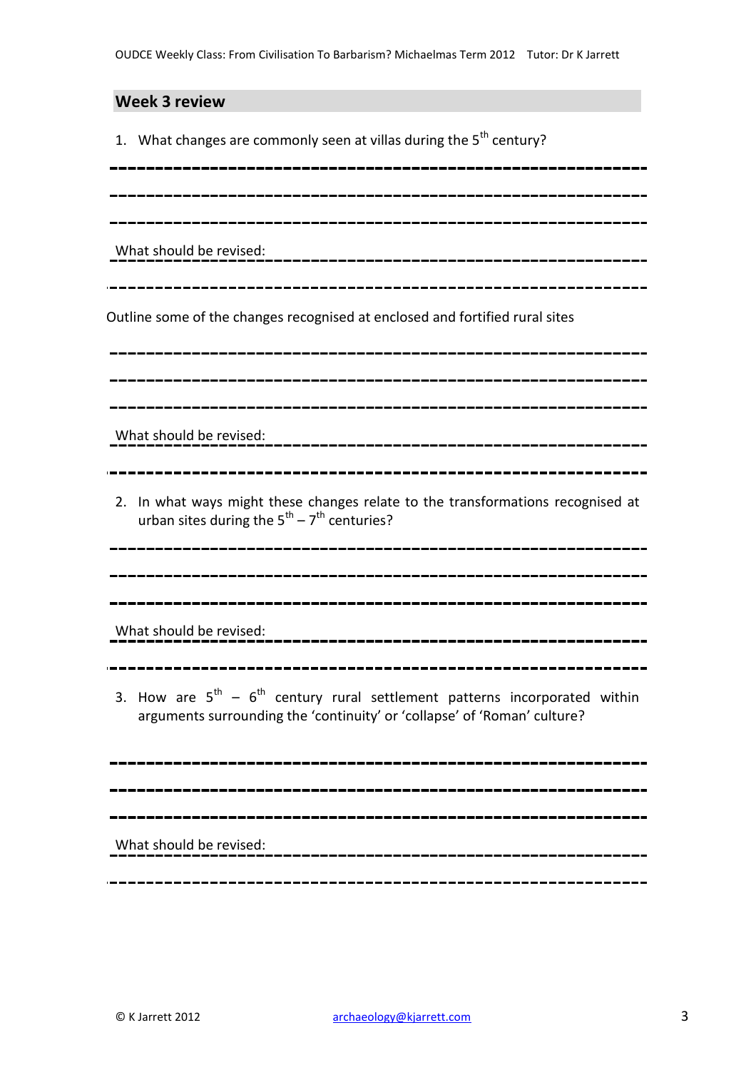## Week 3 review

1. What changes are commonly seen at villas during the 5th century?

What should be revised:

Outline some of the changes recognised at enclosed and fortified rural sites

What should be revised:

2. In what ways might these changes relate to the transformations recognised at urban sites during the 5th – 7th centuries?

What should be revised:

3. How are 5th – 6th century rural settlement patterns incorporated within arguments surrounding the 'continuity' or 'collapse' of 'Roman' culture?

What should be revised: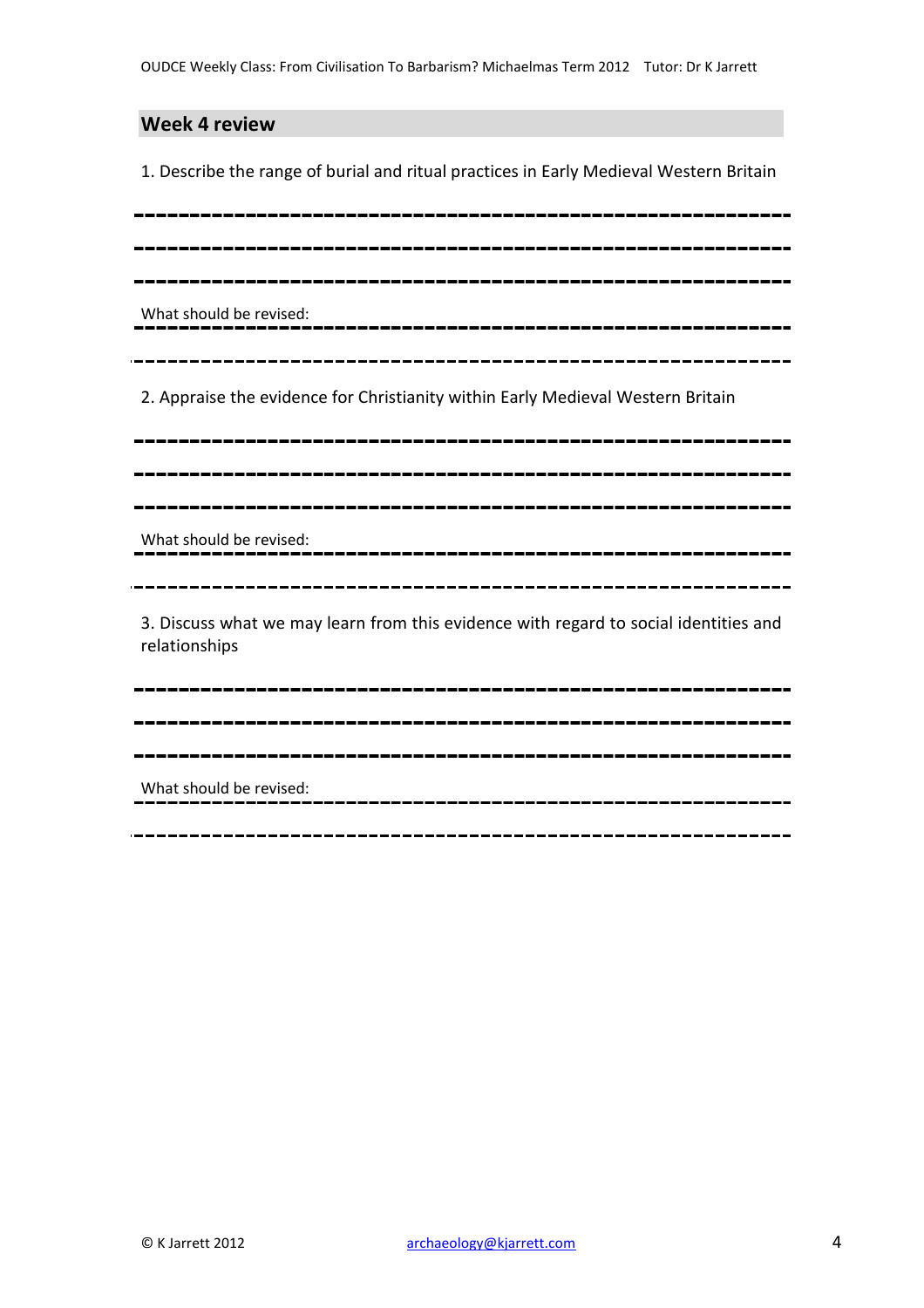## Week 4 review

1. Describe the range of burial and ritual practices in Early Medieval Western Britain

What should be revised:

2. Appraise the evidence for Christianity within Early Medieval Western Britain

What should be revised:

3. Discuss what we may learn from this evidence with regard to social identities and relationships

What should be revised: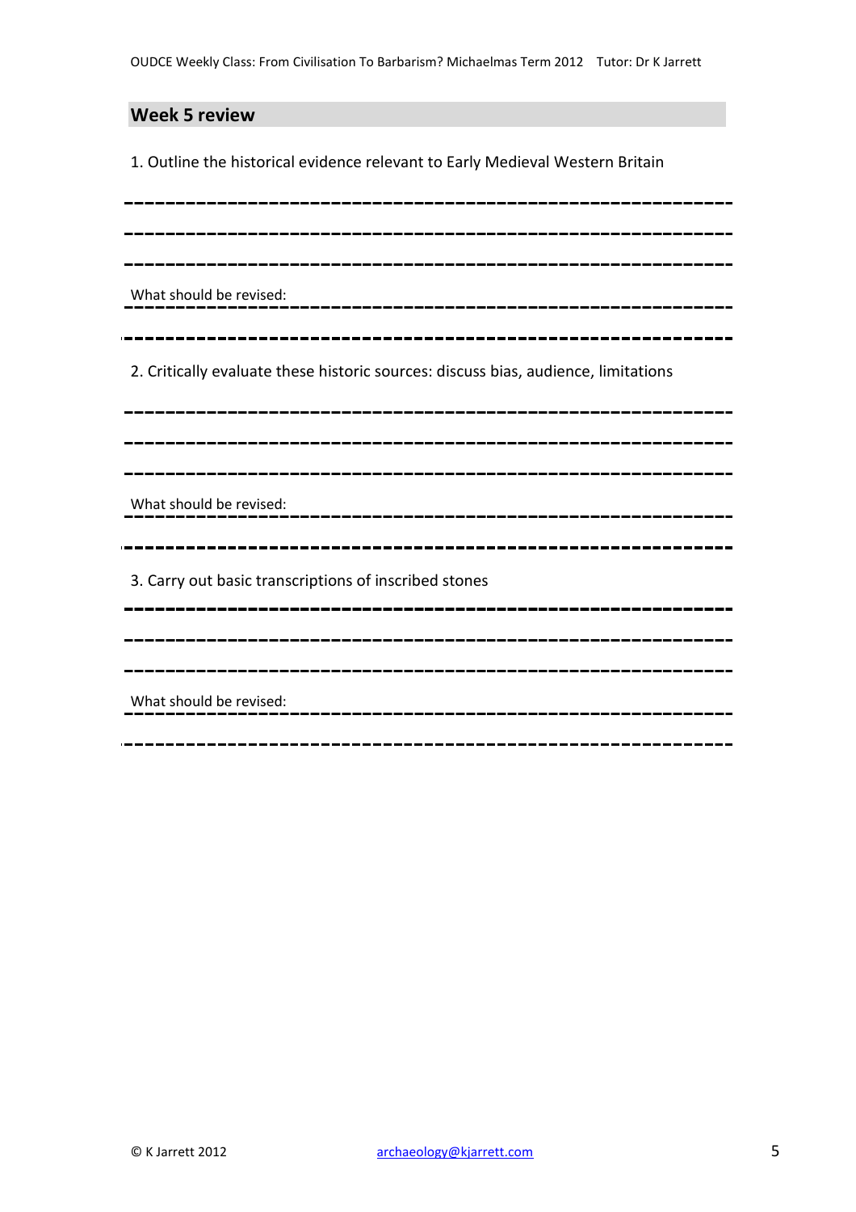## Week 5 review

1. Outline the historical evidence relevant to Early Medieval Western Britain

What should be revised:

2. Critically evaluate these historic sources: discuss bias, audience, limitations

What should be revised:

3. Carry out basic transcriptions of inscribed stones

What should be revised: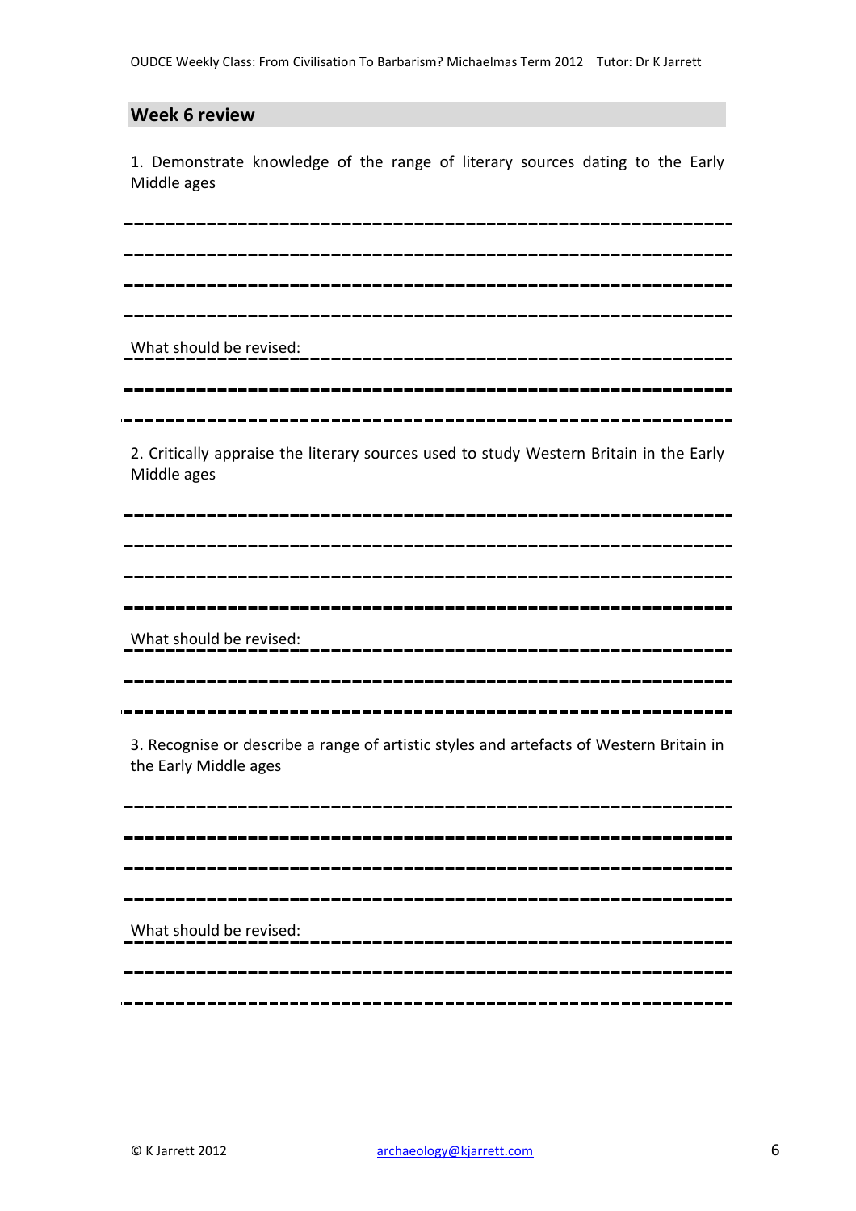## Week 6 review

1. Demonstrate knowledge of the range of literary sources dating to the Early Middle ages

What should be revised:

2. Critically appraise the literary sources used to study Western Britain in the Early Middle ages

What should be revised:

3. Recognise or describe a range of artistic styles and artefacts of Western Britain in the Early Middle ages

What should be revised: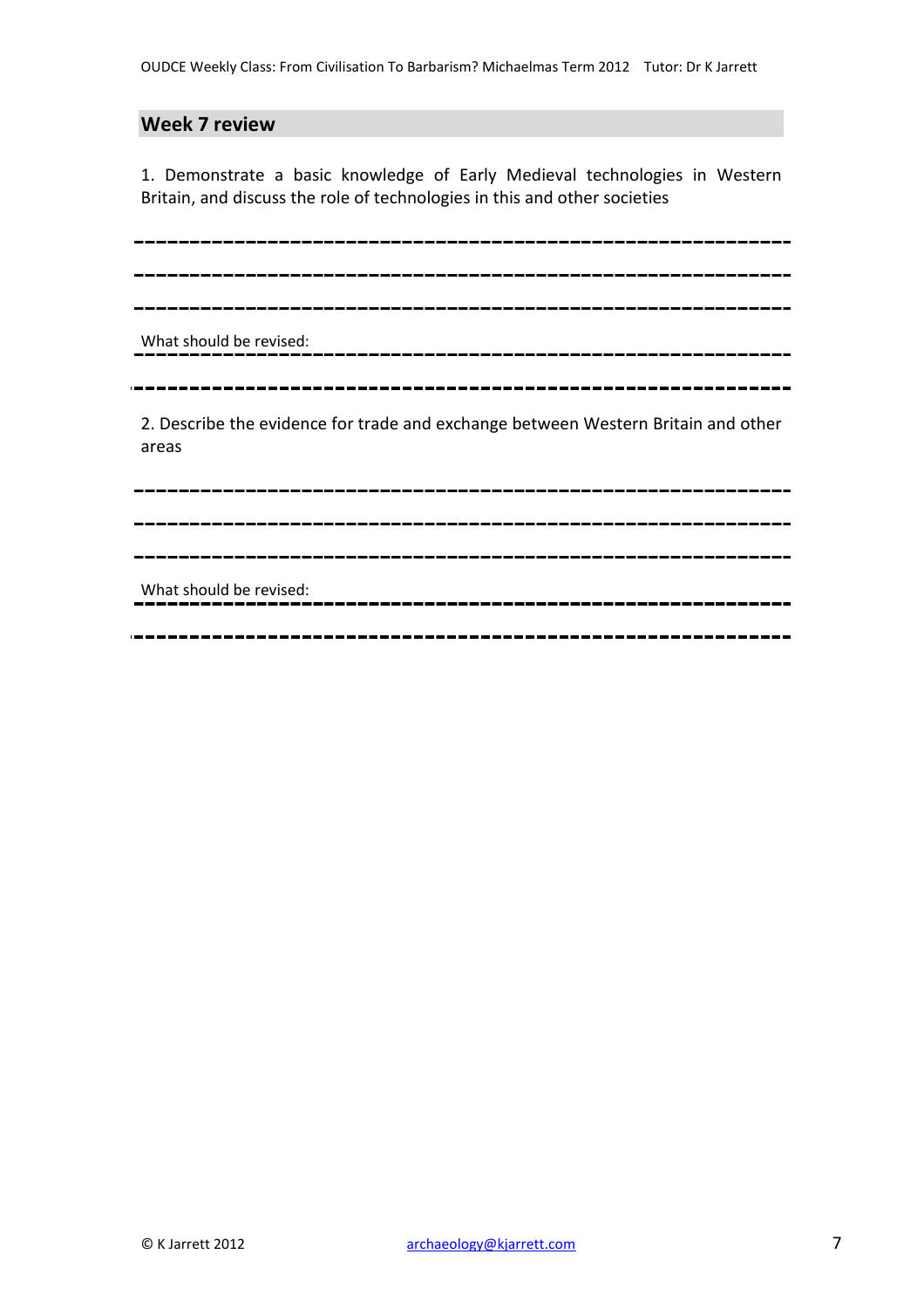## Week 7 review

1. Demonstrate a basic knowledge of Early Medieval technologies in Western Britain, and discuss the role of technologies in this and other societies

What should be revised:

2. Describe the evidence for trade and exchange between Western Britain and other areas

What should be revised: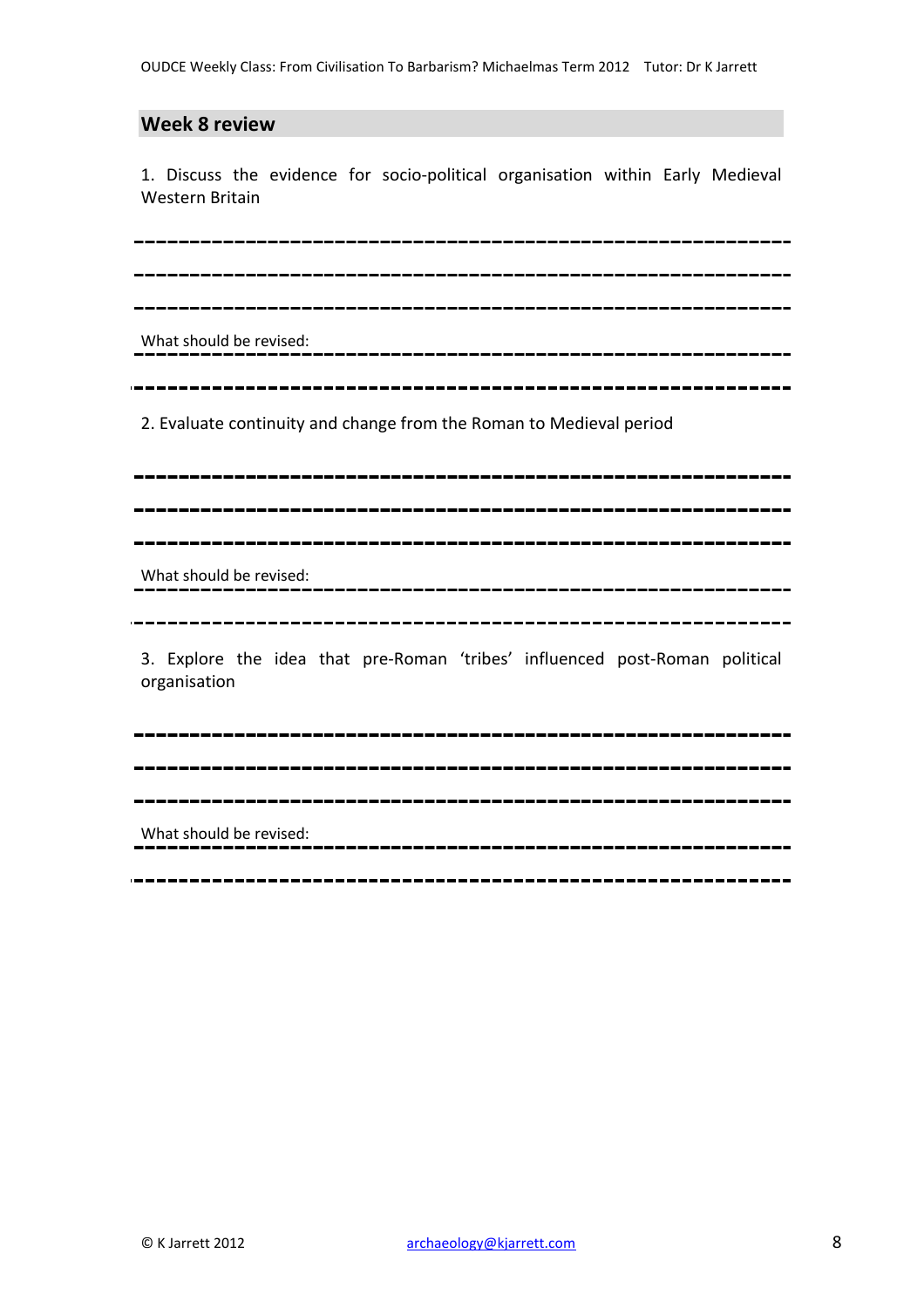## Week 8 review

1. Discuss the evidence for socio-political organisation within Early Medieval Western Britain

What should be revised:

2. Evaluate continuity and change from the Roman to Medieval period

What should be revised:

3. Explore the idea that pre-Roman 'tribes' influenced post-Roman political organisation

What should be revised: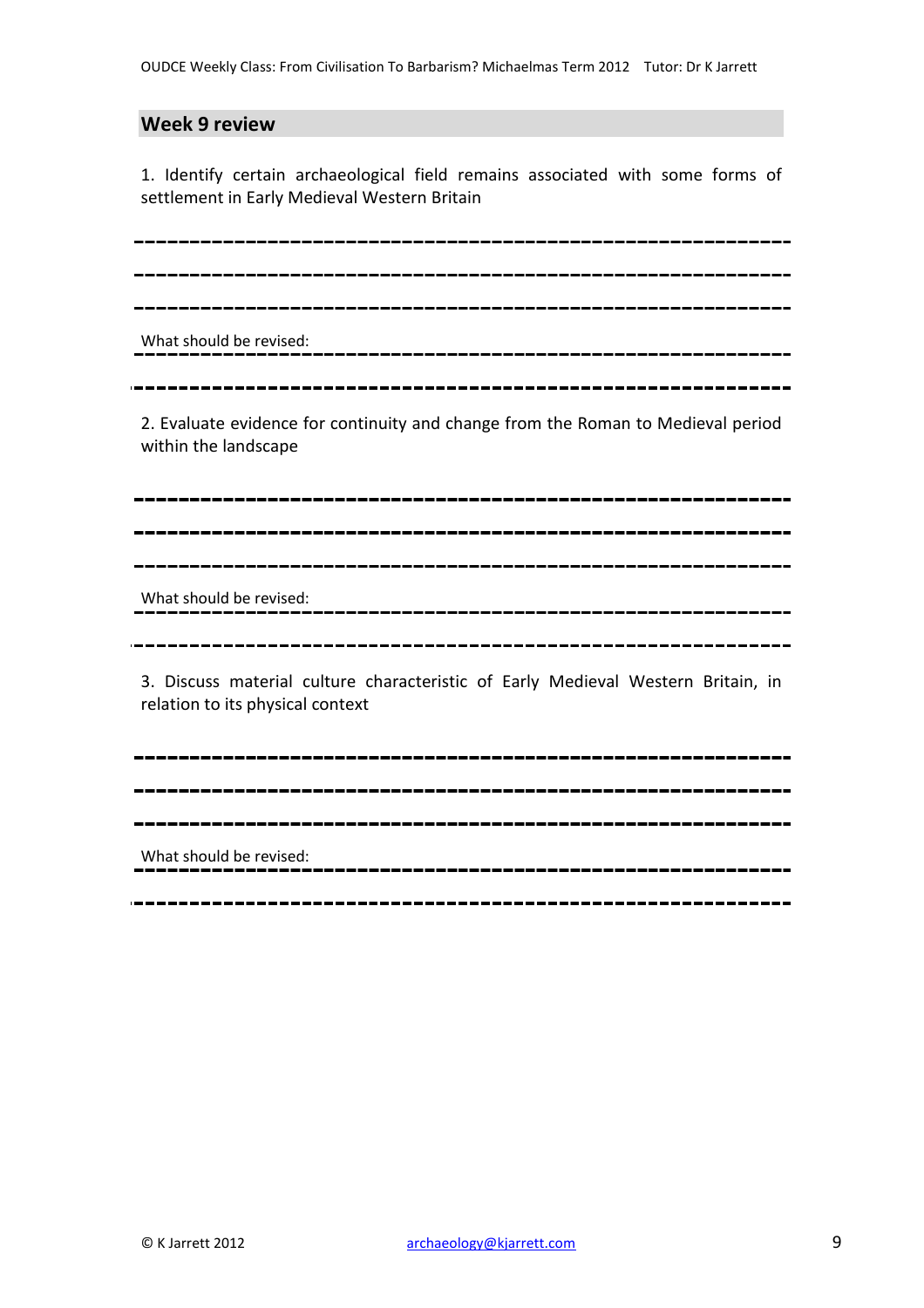## Week 9 review

1. Identify certain archaeological field remains associated with some forms of settlement in Early Medieval Western Britain

What should be revised:

2. Evaluate evidence for continuity and change from the Roman to Medieval period within the landscape

What should be revised:

3. Discuss material culture characteristic of Early Medieval Western Britain, in relation to its physical context

What should be revised: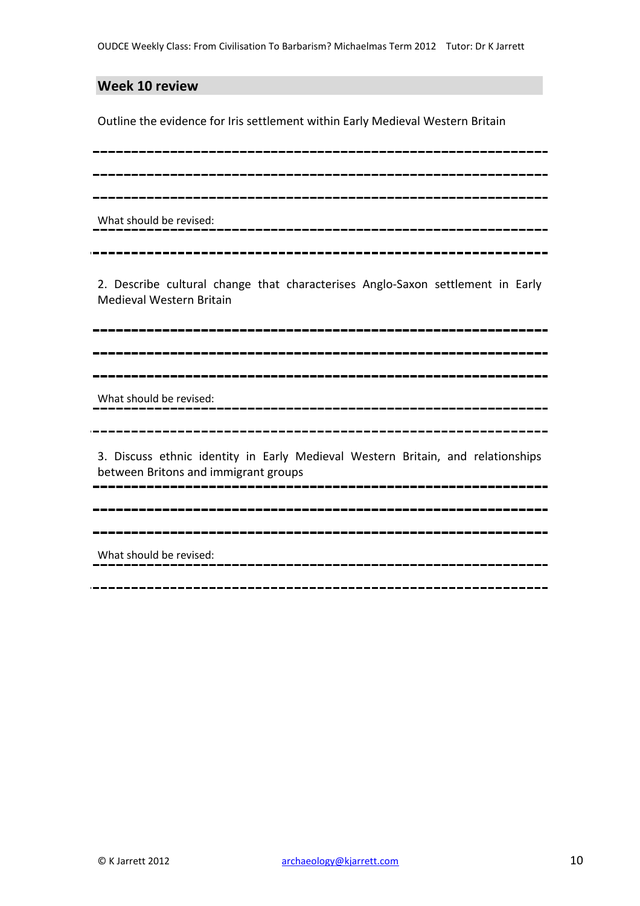## Week 10 review

Outline the evidence for Iris settlement within Early Medieval Western Britain

---

---

---

What should be revised:

---

---

2. Describe cultural change that characterises Anglo-Saxon settlement in Early Medieval Western Britain

---

---

---

What should be revised:

---

---

3. Discuss ethnic identity in Early Medieval Western Britain, and relationships between Britons and immigrant groups

---

---

---

What should be revised:

---

---

© K Jarrett 2012 archaeology@kjarrett.com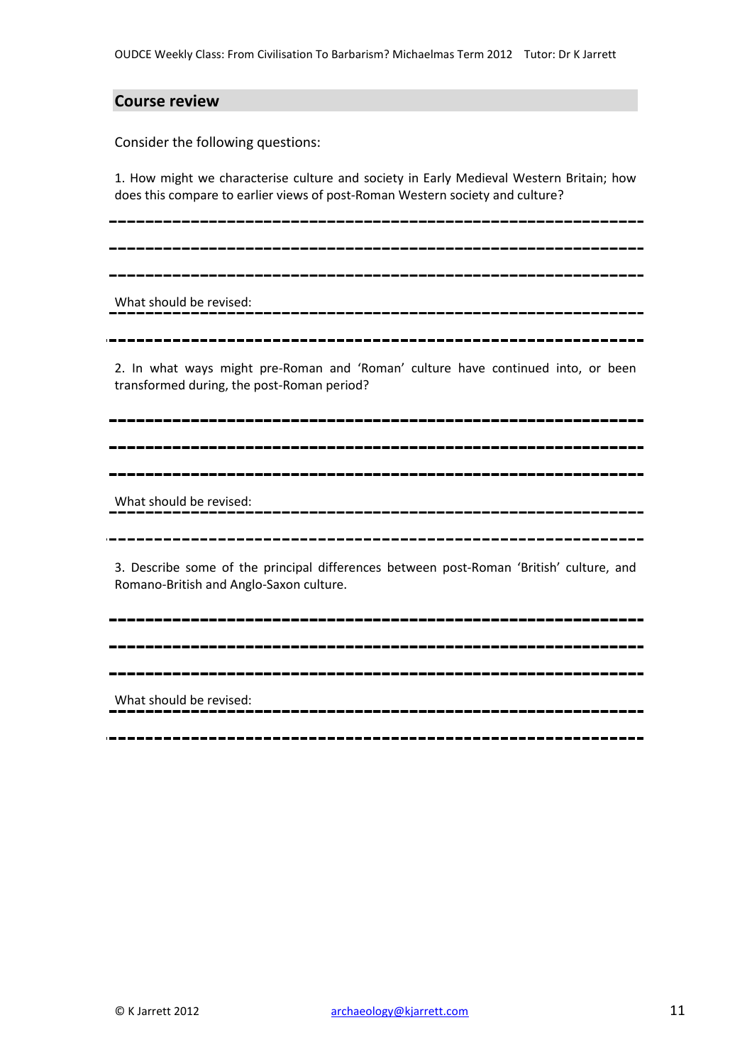## Course review

Consider the following questions:

1. How might we characterise culture and society in Early Medieval Western Britain; how does this compare to earlier views of post-Roman Western society and culture?

---

---

---

What should be revised:

---

---

2. In what ways might pre-Roman and 'Roman' culture have continued into, or been transformed during, the post-Roman period?

---

---

---

What should be revised:

---

---

3. Describe some of the principal differences between post-Roman 'British' culture, and Romano-British and Anglo-Saxon culture.

---

---

---

What should be revised:

---

---